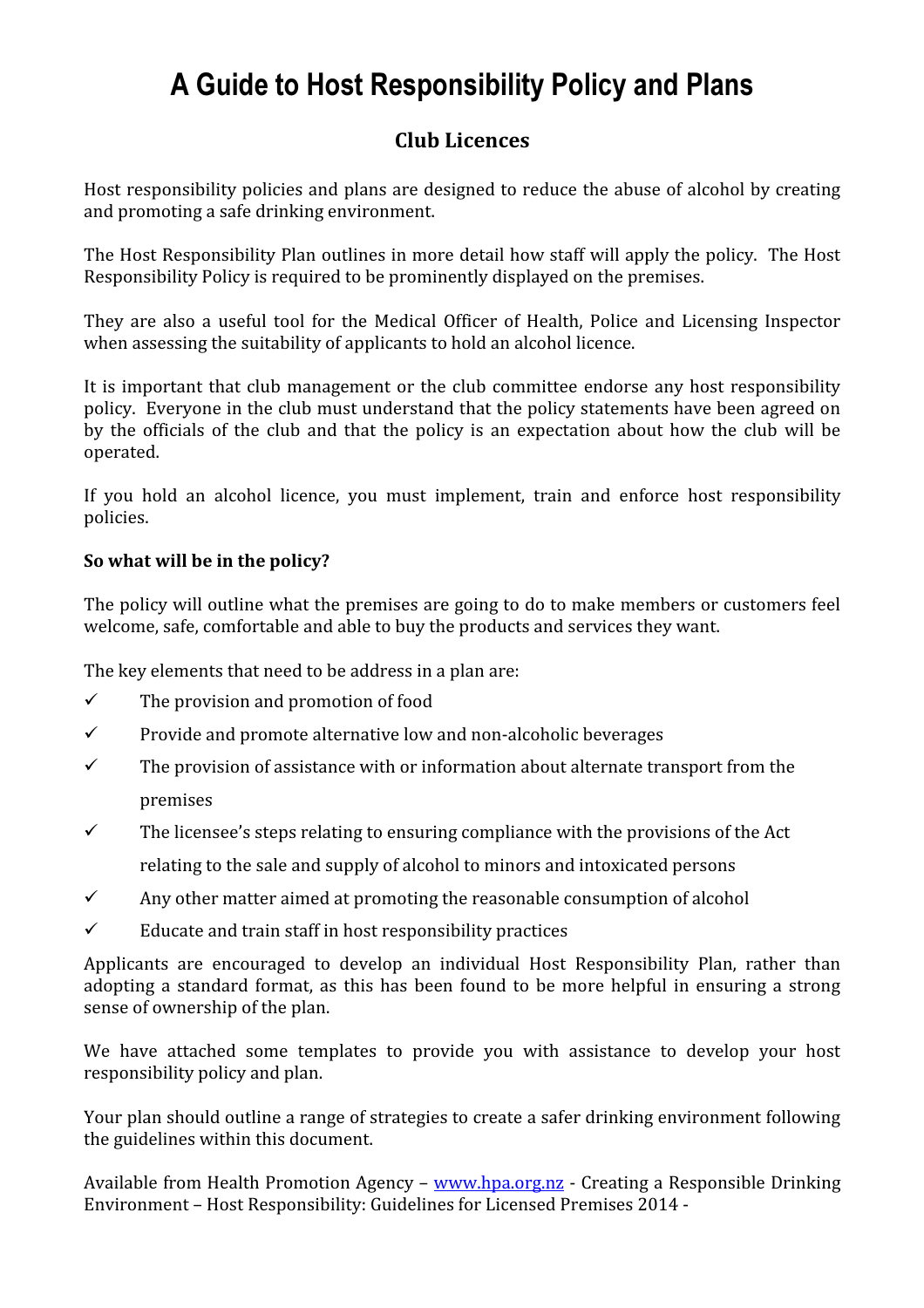# A Guide to Host Responsibility Policy and Plans

## Club Licences

Host responsibility policies and plans are designed to reduce the abuse of alcohol by creating and promoting a safe drinking environment.

The Host Responsibility Plan outlines in more detail how staff will apply the policy. The Host Responsibility Policy is required to be prominently displayed on the premises.

They are also a useful tool for the Medical Officer of Health, Police and Licensing Inspector when assessing the suitability of applicants to hold an alcohol licence.

It is important that club management or the club committee endorse any host responsibility policy. Everyone in the club must understand that the policy statements have been agreed on by the officials of the club and that the policy is an expectation about how the club will be operated.

If you hold an alcohol licence, you must implement, train and enforce host responsibility policies.

**So what will be in the policy?**

The policy will outline what the premises are going to do to make members or customers feel welcome, safe, comfortable and able to buy the products and services they want.

The key elements that need to be address in a plan are:

- ✓ The provision and promotion of food
- ✓ Provide and promote alternative low and non-alcoholic beverages
- ✓ The provision of assistance with or information about alternate transport from the premises
- ✓ The licensee's steps relating to ensuring compliance with the provisions of the Act relating to the sale and supply of alcohol to minors and intoxicated persons
- ✓ Any other matter aimed at promoting the reasonable consumption of alcohol
- ✓ Educate and train staff in host responsibility practices

Applicants are encouraged to develop an individual Host Responsibility Plan, rather than adopting a standard format, as this has been found to be more helpful in ensuring a strong sense of ownership of the plan.

We have attached some templates to provide you with assistance to develop your host responsibility policy and plan.

Your plan should outline a range of strategies to create a safer drinking environment following the guidelines within this document.

Available from Health Promotion Agency – [www.hpa.org.nz](http://www.hpa.org.nz) - Creating a Responsible Drinking Environment – Host Responsibility: Guidelines for Licensed Premises 2014 -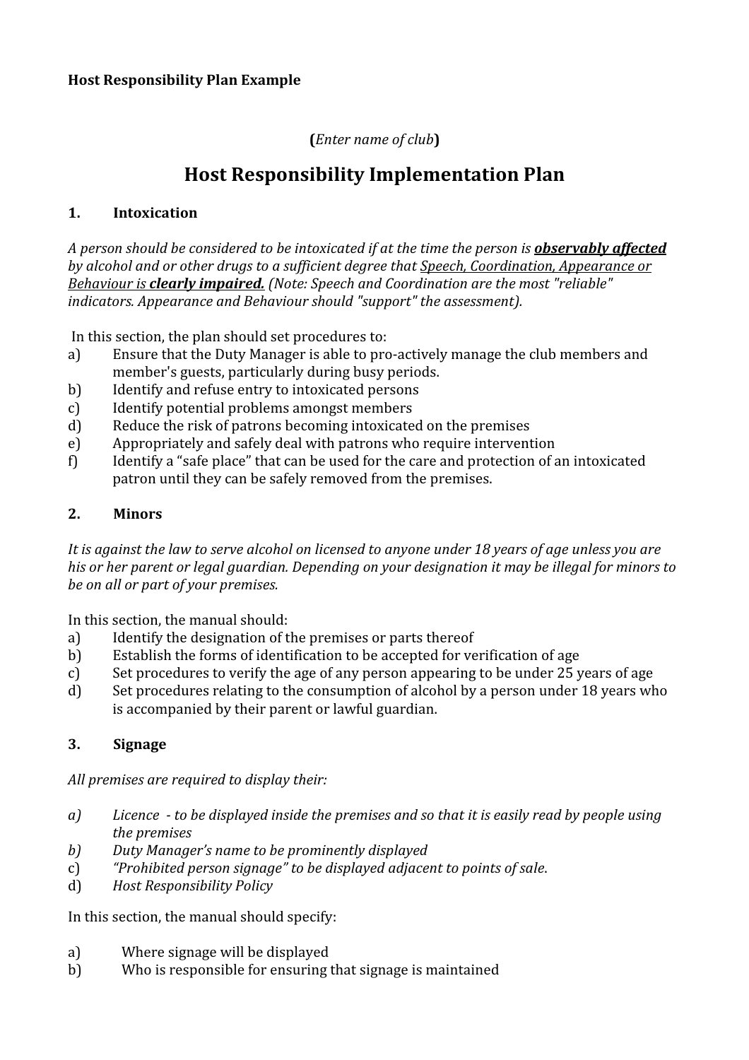**Host Responsibility Plan Example**

(*Enter name of club*)

# Host Responsibility Implementation Plan

## 1. Intoxication

*A person should be considered to be intoxicated if at the time the person is **observably affected** by alcohol and or other drugs to a sufficient degree that Speech, Coordination, Appearance or Behaviour is **clearly impaired.** (Note: Speech and Coordination are the most "reliable" indicators. Appearance and Behaviour should "support" the assessment).*

In this section, the plan should set procedures to:

a) Ensure that the Duty Manager is able to pro-actively manage the club members and member's guests, particularly during busy periods.
b) Identify and refuse entry to intoxicated persons
c) Identify potential problems amongst members
d) Reduce the risk of patrons becoming intoxicated on the premises
e) Appropriately and safely deal with patrons who require intervention
f) Identify a "safe place" that can be used for the care and protection of an intoxicated patron until they can be safely removed from the premises.

## 2. Minors

*It is against the law to serve alcohol on licensed to anyone under 18 years of age unless you are his or her parent or legal guardian. Depending on your designation it may be illegal for minors to be on all or part of your premises.*

In this section, the manual should:

a) Identify the designation of the premises or parts thereof
b) Establish the forms of identification to be accepted for verification of age
c) Set procedures to verify the age of any person appearing to be under 25 years of age
d) Set procedures relating to the consumption of alcohol by a person under 18 years who is accompanied by their parent or lawful guardian.

## 3. Signage

*All premises are required to display their:*

*a) Licence - to be displayed inside the premises and so that it is easily read by people using the premises*
*b) Duty Manager's name to be prominently displayed*
c) *"Prohibited person signage" to be displayed adjacent to points of sale.*
d) *Host Responsibility Policy*

In this section, the manual should specify:

a) Where signage will be displayed
b) Who is responsible for ensuring that signage is maintained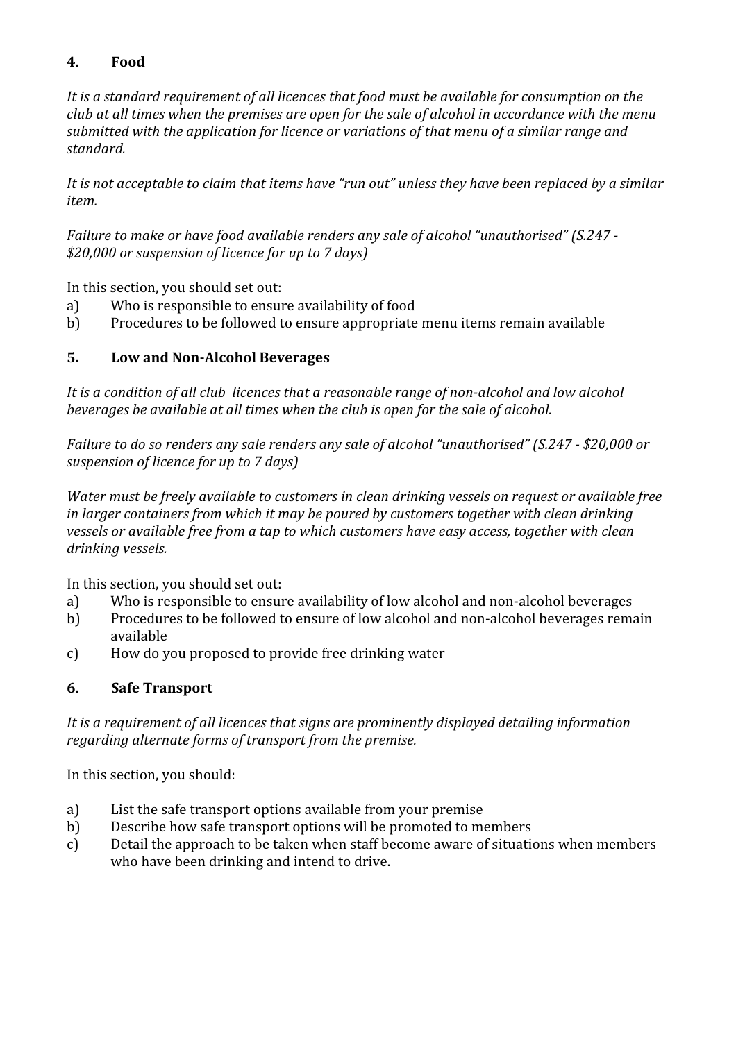## 4. Food

*It is a standard requirement of all licences that food must be available for consumption on the club at all times when the premises are open for the sale of alcohol in accordance with the menu submitted with the application for licence or variations of that menu of a similar range and standard.*

*It is not acceptable to claim that items have "run out" unless they have been replaced by a similar item.*

*Failure to make or have food available renders any sale of alcohol "unauthorised" (S.247 - $20,000 or suspension of licence for up to 7 days)*

In this section, you should set out:

a) Who is responsible to ensure availability of food
b) Procedures to be followed to ensure appropriate menu items remain available

## 5. Low and Non-Alcohol Beverages

*It is a condition of all club licences that a reasonable range of non-alcohol and low alcohol beverages be available at all times when the club is open for the sale of alcohol.*

*Failure to do so renders any sale renders any sale of alcohol "unauthorised" (S.247 - $20,000 or suspension of licence for up to 7 days)*

*Water must be freely available to customers in clean drinking vessels on request or available free in larger containers from which it may be poured by customers together with clean drinking vessels or available free from a tap to which customers have easy access, together with clean drinking vessels.*

In this section, you should set out:

a) Who is responsible to ensure availability of low alcohol and non-alcohol beverages
b) Procedures to be followed to ensure of low alcohol and non-alcohol beverages remain available
c) How do you proposed to provide free drinking water

## 6. Safe Transport

*It is a requirement of all licences that signs are prominently displayed detailing information regarding alternate forms of transport from the premise.*

In this section, you should:

a) List the safe transport options available from your premise
b) Describe how safe transport options will be promoted to members
c) Detail the approach to be taken when staff become aware of situations when members who have been drinking and intend to drive.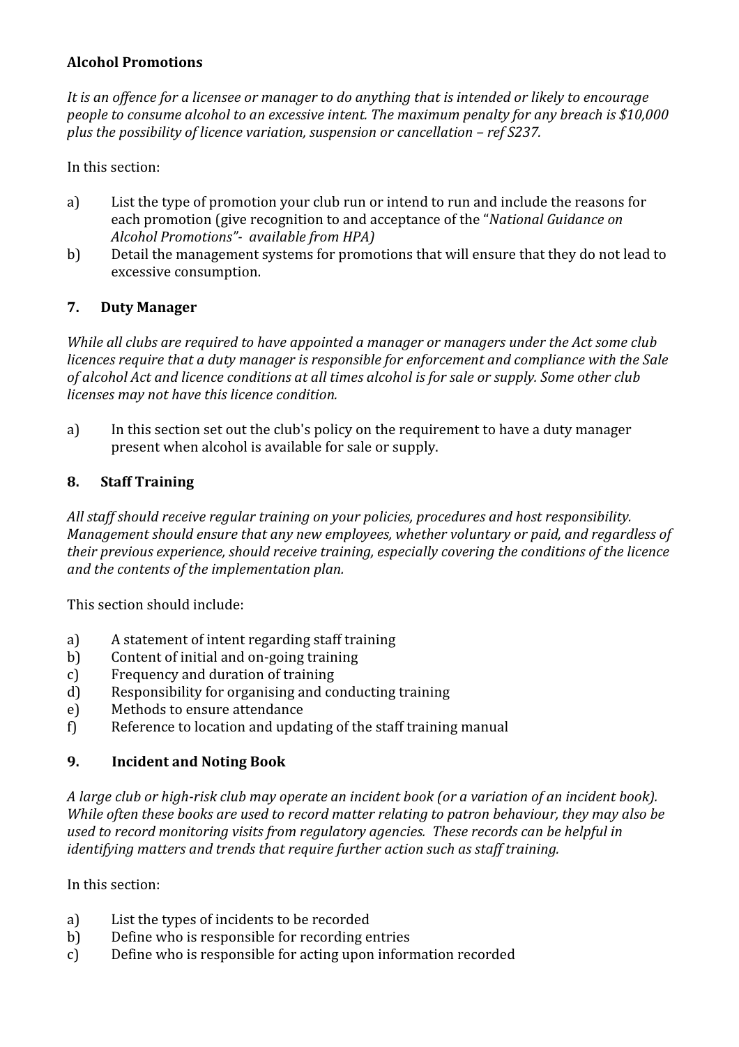**Alcohol Promotions**

*It is an offence for a licensee or manager to do anything that is intended or likely to encourage people to consume alcohol to an excessive intent. The maximum penalty for any breach is $10,000 plus the possibility of licence variation, suspension or cancellation – ref S237.*

In this section:

a) List the type of promotion your club run or intend to run and include the reasons for each promotion (give recognition to and acceptance of the "*National Guidance on Alcohol Promotions*"- *available from HPA)*
b) Detail the management systems for promotions that will ensure that they do not lead to excessive consumption.

## 7. Duty Manager

*While all clubs are required to have appointed a manager or managers under the Act some club licences require that a duty manager is responsible for enforcement and compliance with the Sale of alcohol Act and licence conditions at all times alcohol is for sale or supply. Some other club licenses may not have this licence condition.*

a) In this section set out the club's policy on the requirement to have a duty manager present when alcohol is available for sale or supply.

## 8. Staff Training

*All staff should receive regular training on your policies, procedures and host responsibility. Management should ensure that any new employees, whether voluntary or paid, and regardless of their previous experience, should receive training, especially covering the conditions of the licence and the contents of the implementation plan.*

This section should include:

a) A statement of intent regarding staff training
b) Content of initial and on-going training
c) Frequency and duration of training
d) Responsibility for organising and conducting training
e) Methods to ensure attendance
f) Reference to location and updating of the staff training manual

## 9. Incident and Noting Book

*A large club or high-risk club may operate an incident book (or a variation of an incident book). While often these books are used to record matter relating to patron behaviour, they may also be used to record monitoring visits from regulatory agencies. These records can be helpful in identifying matters and trends that require further action such as staff training.*

In this section:

a) List the types of incidents to be recorded
b) Define who is responsible for recording entries
c) Define who is responsible for acting upon information recorded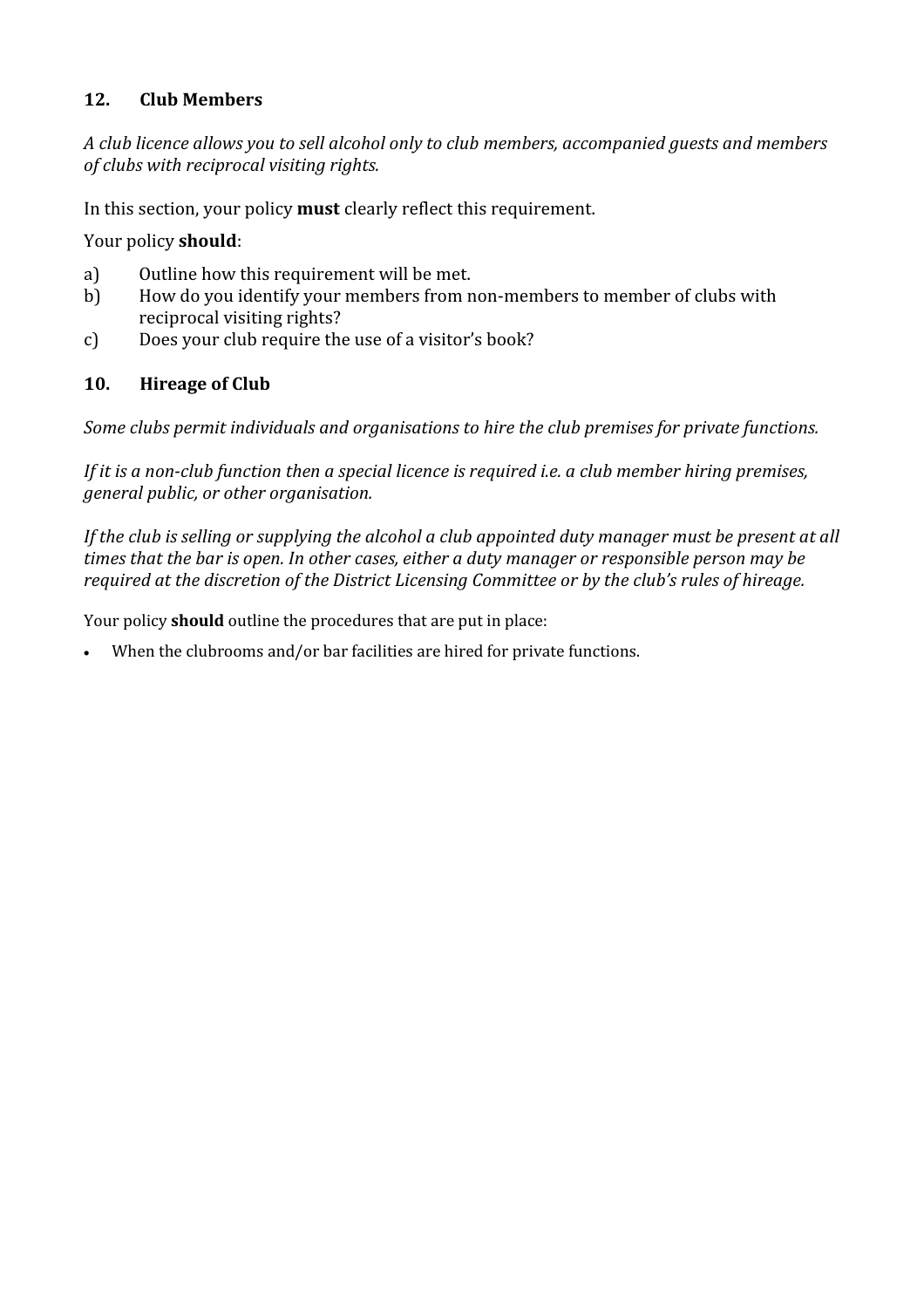## 12. Club Members

*A club licence allows you to sell alcohol only to club members, accompanied guests and members of clubs with reciprocal visiting rights.*

In this section, your policy **must** clearly reflect this requirement.

Your policy **should**:

a) Outline how this requirement will be met.
b) How do you identify your members from non-members to member of clubs with reciprocal visiting rights?
c) Does your club require the use of a visitor's book?

## 10. Hireage of Club

*Some clubs permit individuals and organisations to hire the club premises for private functions.*

*If it is a non-club function then a special licence is required i.e. a club member hiring premises, general public, or other organisation.*

*If the club is selling or supplying the alcohol a club appointed duty manager must be present at all times that the bar is open. In other cases, either a duty manager or responsible person may be required at the discretion of the District Licensing Committee or by the club's rules of hireage.*

Your policy **should** outline the procedures that are put in place:

- When the clubrooms and/or bar facilities are hired for private functions.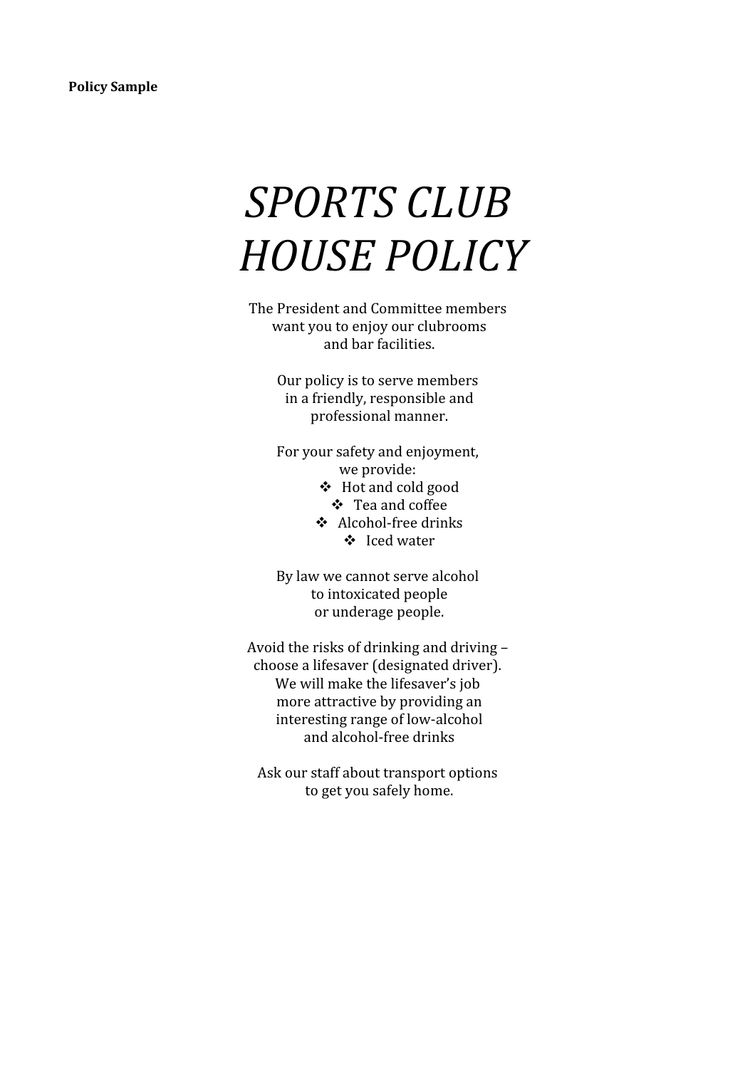**Policy Sample**

# *SPORTS CLUB HOUSE POLICY*

The President and Committee members
want you to enjoy our clubrooms
and bar facilities.

Our policy is to serve members
in a friendly, responsible and
professional manner.

For your safety and enjoyment,
we provide:

- Hot and cold good
- Tea and coffee
- Alcohol-free drinks
- Iced water

By law we cannot serve alcohol
to intoxicated people
or underage people.

Avoid the risks of drinking and driving –
choose a lifesaver (designated driver).
We will make the lifesaver's job
more attractive by providing an
interesting range of low-alcohol
and alcohol-free drinks

Ask our staff about transport options
to get you safely home.